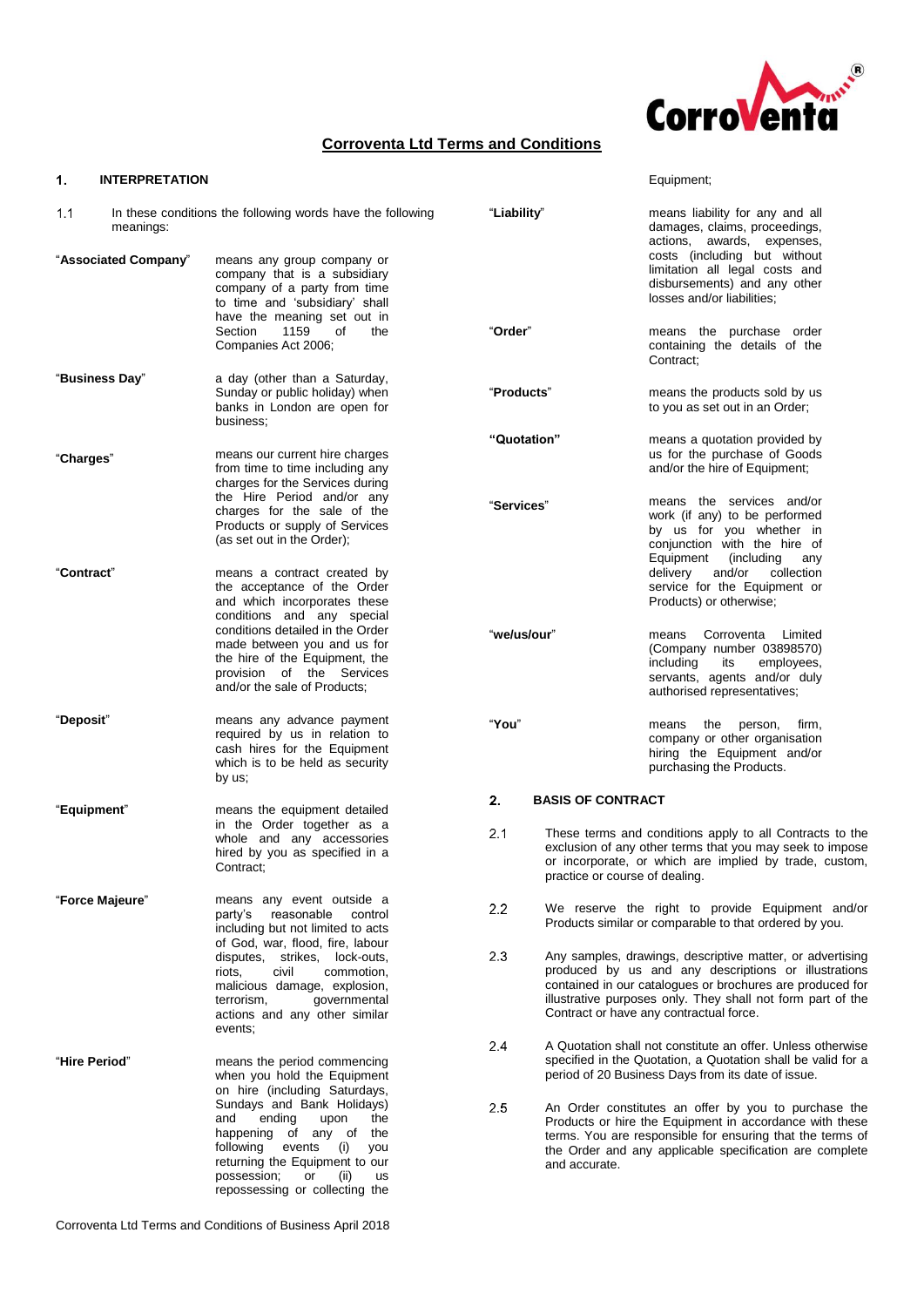# Corroventa Ltd Terms and Conditions

## 1. INTERPRETATION

1.1 In these conditions the following words have the following meanings:

| | |
|---|---|
| "**Associated Company**" | means any group company or company that is a subsidiary company of a party from time to time and 'subsidiary' shall have the meaning set out in Section 1159 of the Companies Act 2006; |
| "**Business Day**" | a day (other than a Saturday, Sunday or public holiday) when banks in London are open for business; |
| "**Charges**" | means our current hire charges from time to time including any charges for the Services during the Hire Period and/or any charges for the sale of the Products or supply of Services (as set out in the Order); |
| "**Contract**" | means a contract created by the acceptance of the Order and which incorporates these conditions and any special conditions detailed in the Order made between you and us for the hire of the Equipment, the provision of the Services and/or the sale of Products; |
| "**Deposit**" | means any advance payment required by us in relation to cash hires for the Equipment which is to be held as security by us; |
| "**Equipment**" | means the equipment detailed in the Order together as a whole and any accessories hired by you as specified in a Contract; |
| "**Force Majeure**" | means any event outside a party's reasonable control including but not limited to acts of God, war, flood, fire, labour disputes, strikes, lock-outs, riots, civil commotion, malicious damage, explosion, terrorism, governmental actions and any other similar events; |
| "**Hire Period**" | means the period commencing when you hold the Equipment on hire (including Saturdays, Sundays and Bank Holidays) and ending upon the happening of any of the following events (i) you returning the Equipment to our possession; or (ii) us repossessing or collecting the Equipment; |
| "**Liability**" | means liability for any and all damages, claims, proceedings, actions, awards, expenses, costs (including but without limitation all legal costs and disbursements) and any other losses and/or liabilities; |
| "**Order**" | means the purchase order containing the details of the Contract; |
| "**Products**" | means the products sold by us to you as set out in an Order; |
| "**Quotation**" | means a quotation provided by us for the purchase of Goods and/or the hire of Equipment; |
| "**Services**" | means the services and/or work (if any) to be performed by us for you whether in conjunction with the hire of Equipment (including any delivery and/or collection service for the Equipment or Products) or otherwise; |
| "**we/us/our**" | means Corroventa Limited (Company number 03898570) including its employees, servants, agents and/or duly authorised representatives; |
| "**You**" | means the person, firm, company or other organisation hiring the Equipment and/or purchasing the Products. |

## 2. BASIS OF CONTRACT

2.1 These terms and conditions apply to all Contracts to the exclusion of any other terms that you may seek to impose or incorporate, or which are implied by trade, custom, practice or course of dealing.

2.2 We reserve the right to provide Equipment and/or Products similar or comparable to that ordered by you.

2.3 Any samples, drawings, descriptive matter, or advertising produced by us and any descriptions or illustrations contained in our catalogues or brochures are produced for illustrative purposes only. They shall not form part of the Contract or have any contractual force.

2.4 A Quotation shall not constitute an offer. Unless otherwise specified in the Quotation, a Quotation shall be valid for a period of 20 Business Days from its date of issue.

2.5 An Order constitutes an offer by you to purchase the Products or hire the Equipment in accordance with these terms. You are responsible for ensuring that the terms of the Order and any applicable specification are complete and accurate.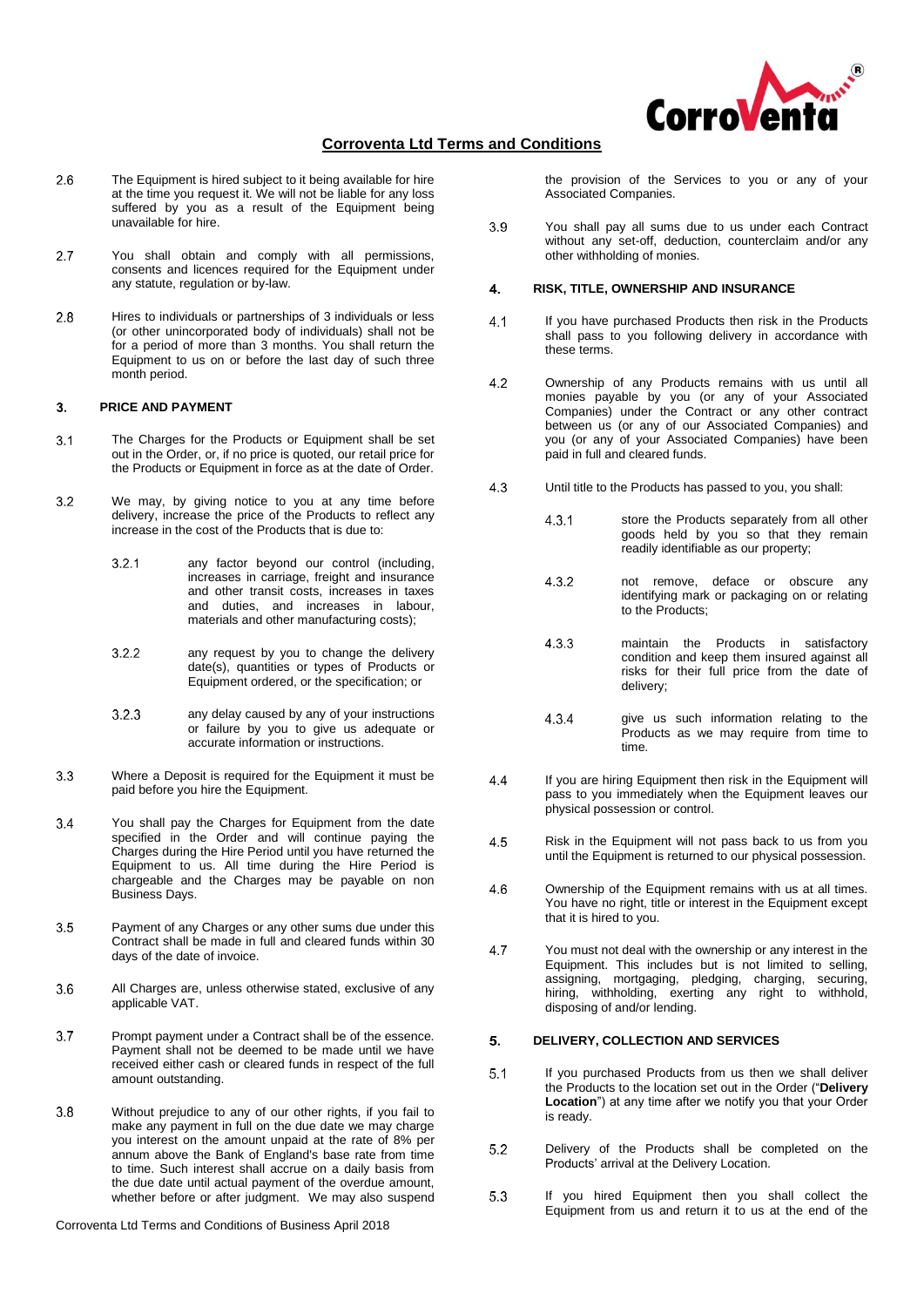2.6 The Equipment is hired subject to it being available for hire at the time you request it. We will not be liable for any loss suffered by you as a result of the Equipment being unavailable for hire.

2.7 You shall obtain and comply with all permissions, consents and licences required for the Equipment under any statute, regulation or by-law.

2.8 Hires to individuals or partnerships of 3 individuals or less (or other unincorporated body of individuals) shall not be for a period of more than 3 months. You shall return the Equipment to us on or before the last day of such three month period.

## 3. PRICE AND PAYMENT

3.1 The Charges for the Products or Equipment shall be set out in the Order, or, if no price is quoted, our retail price for the Products or Equipment in force as at the date of Order.

3.2 We may, by giving notice to you at any time before delivery, increase the price of the Products to reflect any increase in the cost of the Products that is due to:

3.2.1 any factor beyond our control (including, increases in carriage, freight and insurance and other transit costs, increases in taxes and duties, and increases in labour, materials and other manufacturing costs);

3.2.2 any request by you to change the delivery date(s), quantities or types of Products or Equipment ordered, or the specification; or

3.2.3 any delay caused by any of your instructions or failure by you to give us adequate or accurate information or instructions.

3.3 Where a Deposit is required for the Equipment it must be paid before you hire the Equipment.

3.4 You shall pay the Charges for Equipment from the date specified in the Order and will continue paying the Charges during the Hire Period until you have returned the Equipment to us. All time during the Hire Period is chargeable and the Charges may be payable on non Business Days.

3.5 Payment of any Charges or any other sums due under this Contract shall be made in full and cleared funds within 30 days of the date of invoice.

3.6 All Charges are, unless otherwise stated, exclusive of any applicable VAT.

3.7 Prompt payment under a Contract shall be of the essence. Payment shall not be deemed to be made until we have received either cash or cleared funds in respect of the full amount outstanding.

3.8 Without prejudice to any of our other rights, if you fail to make any payment in full on the due date we may charge you interest on the amount unpaid at the rate of 8% per annum above the Bank of England's base rate from time to time. Such interest shall accrue on a daily basis from the due date until actual payment of the overdue amount, whether before or after judgment. We may also suspend the provision of the Services to you or any of your Associated Companies.

3.9 You shall pay all sums due to us under each Contract without any set-off, deduction, counterclaim and/or any other withholding of monies.

## 4. RISK, TITLE, OWNERSHIP AND INSURANCE

4.1 If you have purchased Products then risk in the Products shall pass to you following delivery in accordance with these terms.

4.2 Ownership of any Products remains with us until all monies payable by you (or any of your Associated Companies) under the Contract or any other contract between us (or any of our Associated Companies) and you (or any of your Associated Companies) have been paid in full and cleared funds.

4.3 Until title to the Products has passed to you, you shall:

4.3.1 store the Products separately from all other goods held by you so that they remain readily identifiable as our property;

4.3.2 not remove, deface or obscure any identifying mark or packaging on or relating to the Products;

4.3.3 maintain the Products in satisfactory condition and keep them insured against all risks for their full price from the date of delivery;

4.3.4 give us such information relating to the Products as we may require from time to time.

4.4 If you are hiring Equipment then risk in the Equipment will pass to you immediately when the Equipment leaves our physical possession or control.

4.5 Risk in the Equipment will not pass back to us from you until the Equipment is returned to our physical possession.

4.6 Ownership of the Equipment remains with us at all times. You have no right, title or interest in the Equipment except that it is hired to you.

4.7 You must not deal with the ownership or any interest in the Equipment. This includes but is not limited to selling, assigning, mortgaging, pledging, charging, securing, hiring, withholding, exerting any right to withhold, disposing of and/or lending.

## 5. DELIVERY, COLLECTION AND SERVICES

5.1 If you purchased Products from us then we shall deliver the Products to the location set out in the Order ("**Delivery Location**") at any time after we notify you that your Order is ready.

5.2 Delivery of the Products shall be completed on the Products' arrival at the Delivery Location.

5.3 If you hired Equipment then you shall collect the Equipment from us and return it to us at the end of the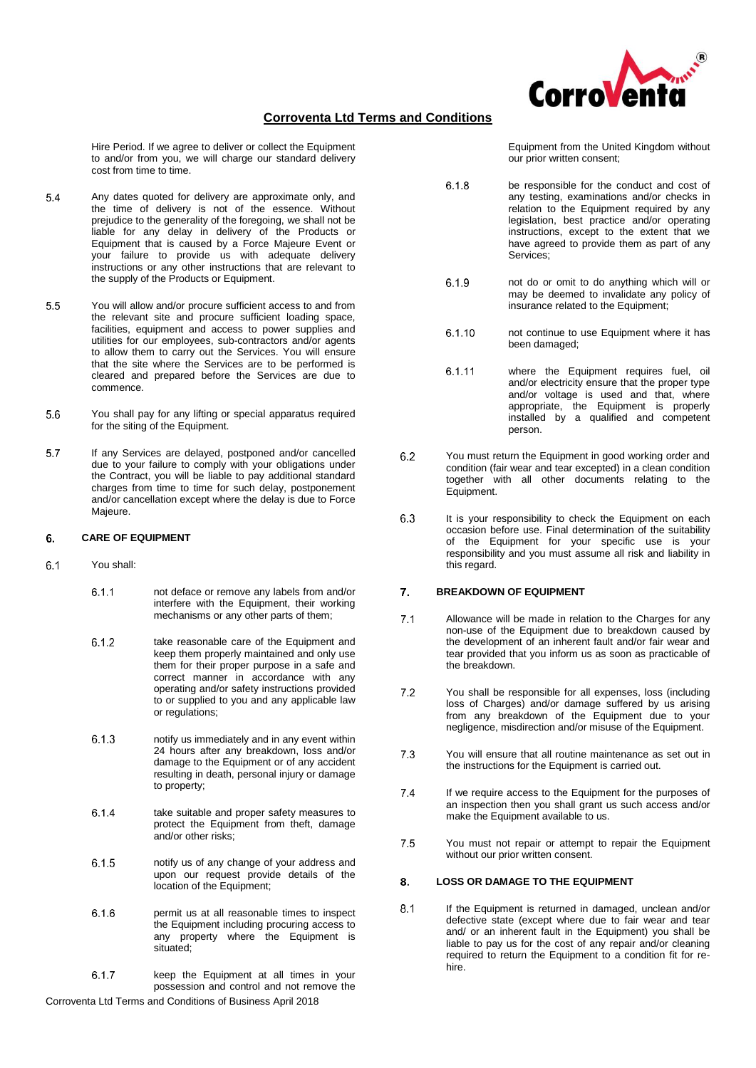Hire Period. If we agree to deliver or collect the Equipment to and/or from you, we will charge our standard delivery cost from time to time.

5.4 Any dates quoted for delivery are approximate only, and the time of delivery is not of the essence. Without prejudice to the generality of the foregoing, we shall not be liable for any delay in delivery of the Products or Equipment that is caused by a Force Majeure Event or your failure to provide us with adequate delivery instructions or any other instructions that are relevant to the supply of the Products or Equipment.

5.5 You will allow and/or procure sufficient access to and from the relevant site and procure sufficient loading space, facilities, equipment and access to power supplies and utilities for our employees, sub-contractors and/or agents to allow them to carry out the Services. You will ensure that the site where the Services are to be performed is cleared and prepared before the Services are due to commence.

5.6 You shall pay for any lifting or special apparatus required for the siting of the Equipment.

5.7 If any Services are delayed, postponed and/or cancelled due to your failure to comply with your obligations under the Contract, you will be liable to pay additional standard charges from time to time for such delay, postponement and/or cancellation except where the delay is due to Force Majeure.

## 6. CARE OF EQUIPMENT

6.1 You shall:

6.1.1 not deface or remove any labels from and/or interfere with the Equipment, their working mechanisms or any other parts of them;

6.1.2 take reasonable care of the Equipment and keep them properly maintained and only use them for their proper purpose in a safe and correct manner in accordance with any operating and/or safety instructions provided to or supplied to you and any applicable law or regulations;

6.1.3 notify us immediately and in any event within 24 hours after any breakdown, loss and/or damage to the Equipment or of any accident resulting in death, personal injury or damage to property;

6.1.4 take suitable and proper safety measures to protect the Equipment from theft, damage and/or other risks;

6.1.5 notify us of any change of your address and upon our request provide details of the location of the Equipment;

6.1.6 permit us at all reasonable times to inspect the Equipment including procuring access to any property where the Equipment is situated;

6.1.7 keep the Equipment at all times in your possession and control and not remove the Equipment from the United Kingdom without our prior written consent;

6.1.8 be responsible for the conduct and cost of any testing, examinations and/or checks in relation to the Equipment required by any legislation, best practice and/or operating instructions, except to the extent that we have agreed to provide them as part of any Services;

6.1.9 not do or omit to do anything which will or may be deemed to invalidate any policy of insurance related to the Equipment;

6.1.10 not continue to use Equipment where it has been damaged;

6.1.11 where the Equipment requires fuel, oil and/or electricity ensure that the proper type and/or voltage is used and that, where appropriate, the Equipment is properly installed by a qualified and competent person.

6.2 You must return the Equipment in good working order and condition (fair wear and tear excepted) in a clean condition together with all other documents relating to the Equipment.

6.3 It is your responsibility to check the Equipment on each occasion before use. Final determination of the suitability of the Equipment for your specific use is your responsibility and you must assume all risk and liability in this regard.

## 7. BREAKDOWN OF EQUIPMENT

7.1 Allowance will be made in relation to the Charges for any non-use of the Equipment due to breakdown caused by the development of an inherent fault and/or fair wear and tear provided that you inform us as soon as practicable of the breakdown.

7.2 You shall be responsible for all expenses, loss (including loss of Charges) and/or damage suffered by us arising from any breakdown of the Equipment due to your negligence, misdirection and/or misuse of the Equipment.

7.3 You will ensure that all routine maintenance as set out in the instructions for the Equipment is carried out.

7.4 If we require access to the Equipment for the purposes of an inspection then you shall grant us such access and/or make the Equipment available to us.

7.5 You must not repair or attempt to repair the Equipment without our prior written consent.

## 8. LOSS OR DAMAGE TO THE EQUIPMENT

8.1 If the Equipment is returned in damaged, unclean and/or defective state (except where due to fair wear and tear and/ or an inherent fault in the Equipment) you shall be liable to pay us for the cost of any repair and/or cleaning required to return the Equipment to a condition fit for re-hire.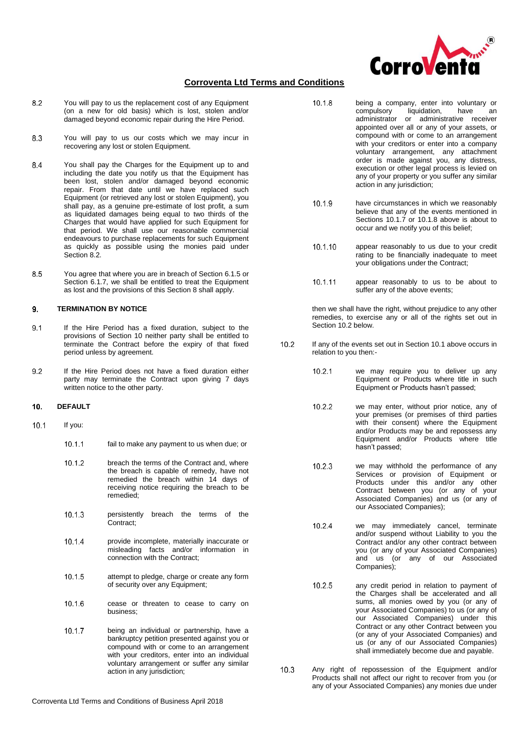8.2 You will pay to us the replacement cost of any Equipment (on a new for old basis) which is lost, stolen and/or damaged beyond economic repair during the Hire Period.

8.3 You will pay to us our costs which we may incur in recovering any lost or stolen Equipment.

8.4 You shall pay the Charges for the Equipment up to and including the date you notify us that the Equipment has been lost, stolen and/or damaged beyond economic repair. From that date until we have replaced such Equipment (or retrieved any lost or stolen Equipment), you shall pay, as a genuine pre-estimate of lost profit, a sum as liquidated damages being equal to two thirds of the Charges that would have applied for such Equipment for that period. We shall use our reasonable commercial endeavours to purchase replacements for such Equipment as quickly as possible using the monies paid under Section 8.2.

8.5 You agree that where you are in breach of Section 6.1.5 or Section 6.1.7, we shall be entitled to treat the Equipment as lost and the provisions of this Section 8 shall apply.

## 9. TERMINATION BY NOTICE

9.1 If the Hire Period has a fixed duration, subject to the provisions of Section 10 neither party shall be entitled to terminate the Contract before the expiry of that fixed period unless by agreement.

9.2 If the Hire Period does not have a fixed duration either party may terminate the Contract upon giving 7 days written notice to the other party.

## 10. DEFAULT

10.1 If you:

10.1.1 fail to make any payment to us when due; or

10.1.2 breach the terms of the Contract and, where the breach is capable of remedy, have not remedied the breach within 14 days of receiving notice requiring the breach to be remedied;

10.1.3 persistently breach the terms of the Contract;

10.1.4 provide incomplete, materially inaccurate or misleading facts and/or information in connection with the Contract;

10.1.5 attempt to pledge, charge or create any form of security over any Equipment;

10.1.6 cease or threaten to cease to carry on business;

10.1.7 being an individual or partnership, have a bankruptcy petition presented against you or compound with or come to an arrangement with your creditors, enter into an individual voluntary arrangement or suffer any similar action in any jurisdiction;

10.1.8 being a company, enter into voluntary or compulsory liquidation, have an administrator or administrative receiver appointed over all or any of your assets, or compound with or come to an arrangement with your creditors or enter into a company voluntary arrangement, any attachment order is made against you, any distress, execution or other legal process is levied on any of your property or you suffer any similar action in any jurisdiction;

10.1.9 have circumstances in which we reasonably believe that any of the events mentioned in Sections 10.1.7 or 10.1.8 above is about to occur and we notify you of this belief;

10.1.10 appear reasonably to us due to your credit rating to be financially inadequate to meet your obligations under the Contract;

10.1.11 appear reasonably to us to be about to suffer any of the above events;

then we shall have the right, without prejudice to any other remedies, to exercise any or all of the rights set out in Section 10.2 below.

10.2 If any of the events set out in Section 10.1 above occurs in relation to you then:-

10.2.1 we may require you to deliver up any Equipment or Products where title in such Equipment or Products hasn't passed;

10.2.2 we may enter, without prior notice, any of your premises (or premises of third parties with their consent) where the Equipment and/or Products may be and repossess any Equipment and/or Products where title hasn't passed;

10.2.3 we may withhold the performance of any Services or provision of Equipment or Products under this and/or any other Contract between you (or any of your Associated Companies) and us (or any of our Associated Companies);

10.2.4 we may immediately cancel, terminate and/or suspend without Liability to you the Contract and/or any other contract between you (or any of your Associated Companies) and us (or any of our Associated Companies);

10.2.5 any credit period in relation to payment of the Charges shall be accelerated and all sums, all monies owed by you (or any of your Associated Companies) to us (or any of our Associated Companies) under this Contract or any other Contract between you (or any of your Associated Companies) and us (or any of our Associated Companies) shall immediately become due and payable.

10.3 Any right of repossession of the Equipment and/or Products shall not affect our right to recover from you (or any of your Associated Companies) any monies due under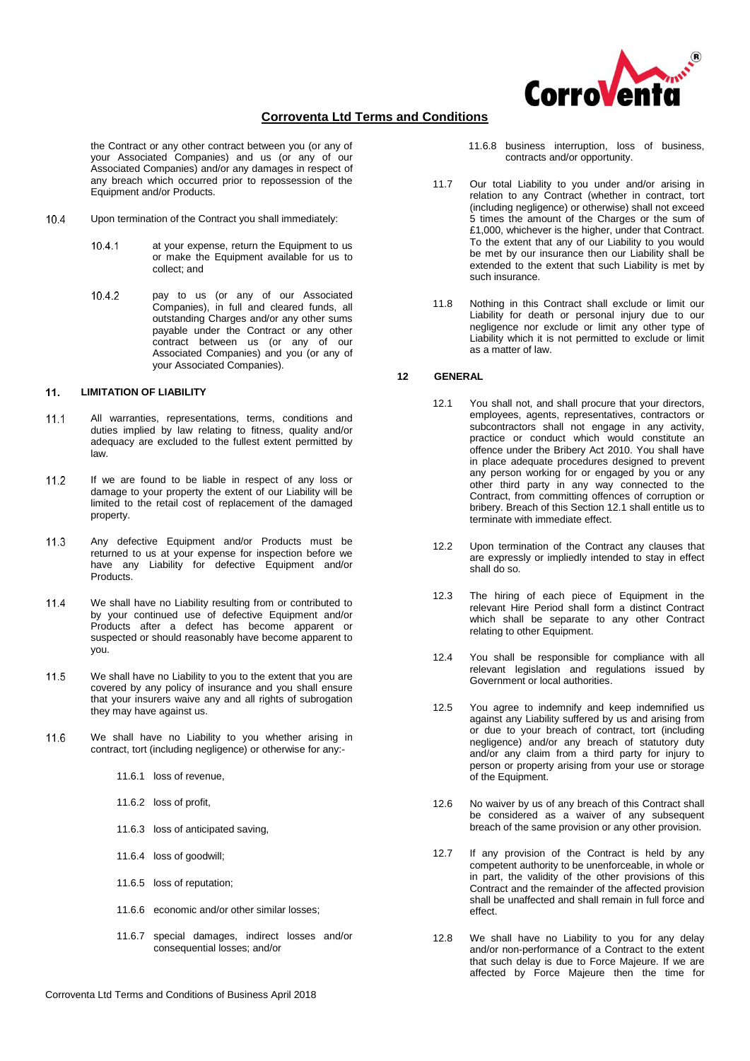the Contract or any other contract between you (or any of your Associated Companies) and us (or any of our Associated Companies) and/or any damages in respect of any breach which occurred prior to repossession of the Equipment and/or Products.

10.4 Upon termination of the Contract you shall immediately:

10.4.1 at your expense, return the Equipment to us or make the Equipment available for us to collect; and

10.4.2 pay to us (or any of our Associated Companies), in full and cleared funds, all outstanding Charges and/or any other sums payable under the Contract or any other contract between us (or any of our Associated Companies) and you (or any of your Associated Companies).

## 11. LIMITATION OF LIABILITY

11.1 All warranties, representations, terms, conditions and duties implied by law relating to fitness, quality and/or adequacy are excluded to the fullest extent permitted by law.

11.2 If we are found to be liable in respect of any loss or damage to your property the extent of our Liability will be limited to the retail cost of replacement of the damaged property.

11.3 Any defective Equipment and/or Products must be returned to us at your expense for inspection before we have any Liability for defective Equipment and/or Products.

11.4 We shall have no Liability resulting from or contributed to by your continued use of defective Equipment and/or Products after a defect has become apparent or suspected or should reasonably have become apparent to you.

11.5 We shall have no Liability to you to the extent that you are covered by any policy of insurance and you shall ensure that your insurers waive any and all rights of subrogation they may have against us.

11.6 We shall have no Liability to you whether arising in contract, tort (including negligence) or otherwise for any:-

11.6.1 loss of revenue,

11.6.2 loss of profit,

11.6.3 loss of anticipated saving,

11.6.4 loss of goodwill;

11.6.5 loss of reputation;

11.6.6 economic and/or other similar losses;

11.6.7 special damages, indirect losses and/or consequential losses; and/or

11.6.8 business interruption, loss of business, contracts and/or opportunity.

11.7 Our total Liability to you under and/or arising in relation to any Contract (whether in contract, tort (including negligence) or otherwise) shall not exceed 5 times the amount of the Charges or the sum of £1,000, whichever is the higher, under that Contract. To the extent that any of our Liability to you would be met by our insurance then our Liability shall be extended to the extent that such Liability is met by such insurance.

11.8 Nothing in this Contract shall exclude or limit our Liability for death or personal injury due to our negligence nor exclude or limit any other type of Liability which it is not permitted to exclude or limit as a matter of law.

## 12 GENERAL

12.1 You shall not, and shall procure that your directors, employees, agents, representatives, contractors or subcontractors shall not engage in any activity, practice or conduct which would constitute an offence under the Bribery Act 2010. You shall have in place adequate procedures designed to prevent any person working for or engaged by you or any other third party in any way connected to the Contract, from committing offences of corruption or bribery. Breach of this Section 12.1 shall entitle us to terminate with immediate effect.

12.2 Upon termination of the Contract any clauses that are expressly or impliedly intended to stay in effect shall do so.

12.3 The hiring of each piece of Equipment in the relevant Hire Period shall form a distinct Contract which shall be separate to any other Contract relating to other Equipment.

12.4 You shall be responsible for compliance with all relevant legislation and regulations issued by Government or local authorities.

12.5 You agree to indemnify and keep indemnified us against any Liability suffered by us and arising from or due to your breach of contract, tort (including negligence) and/or any breach of statutory duty and/or any claim from a third party for injury to person or property arising from your use or storage of the Equipment.

12.6 No waiver by us of any breach of this Contract shall be considered as a waiver of any subsequent breach of the same provision or any other provision.

12.7 If any provision of the Contract is held by any competent authority to be unenforceable, in whole or in part, the validity of the other provisions of this Contract and the remainder of the affected provision shall be unaffected and shall remain in full force and effect.

12.8 We shall have no Liability to you for any delay and/or non-performance of a Contract to the extent that such delay is due to Force Majeure. If we are affected by Force Majeure then the time for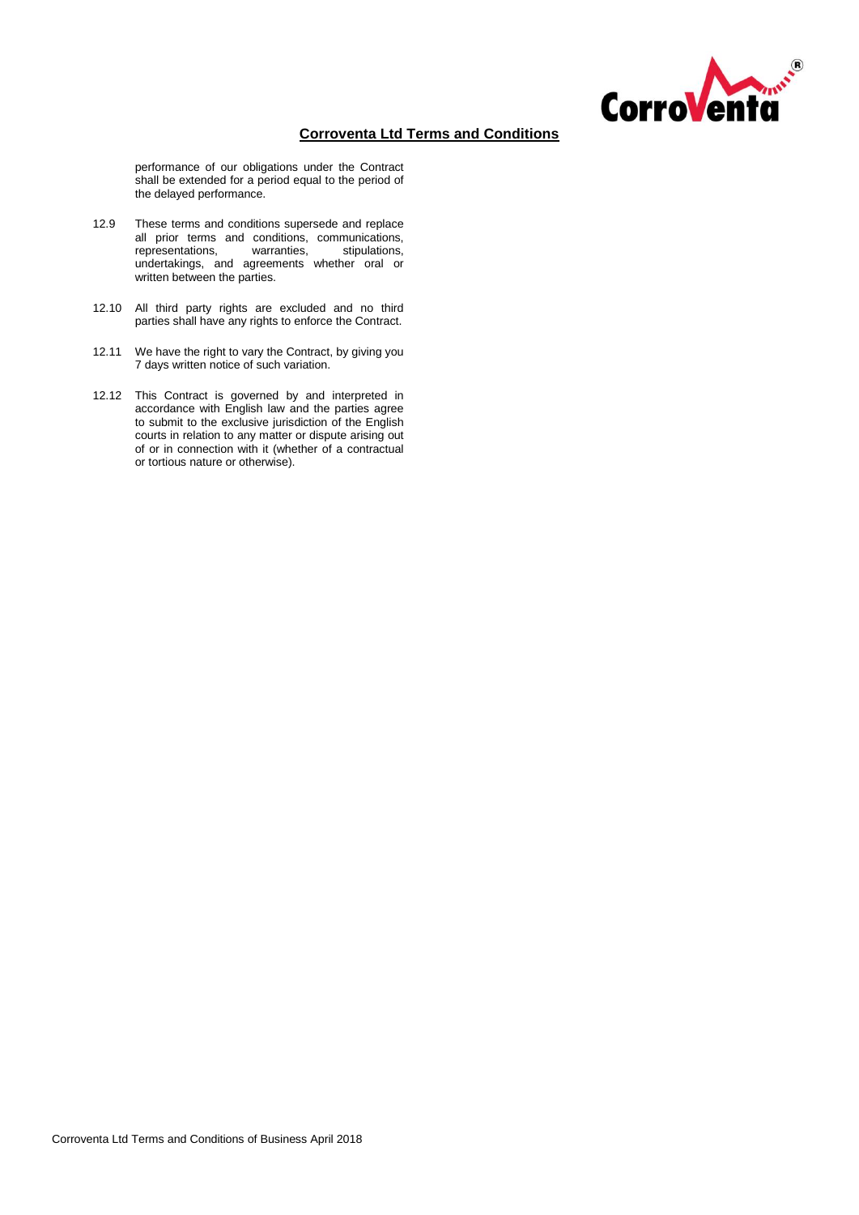performance of our obligations under the Contract shall be extended for a period equal to the period of the delayed performance.

12.9 These terms and conditions supersede and replace all prior terms and conditions, communications, representations, warranties, stipulations, undertakings, and agreements whether oral or written between the parties.

12.10 All third party rights are excluded and no third parties shall have any rights to enforce the Contract.

12.11 We have the right to vary the Contract, by giving you 7 days written notice of such variation.

12.12 This Contract is governed by and interpreted in accordance with English law and the parties agree to submit to the exclusive jurisdiction of the English courts in relation to any matter or dispute arising out of or in connection with it (whether of a contractual or tortious nature or otherwise).